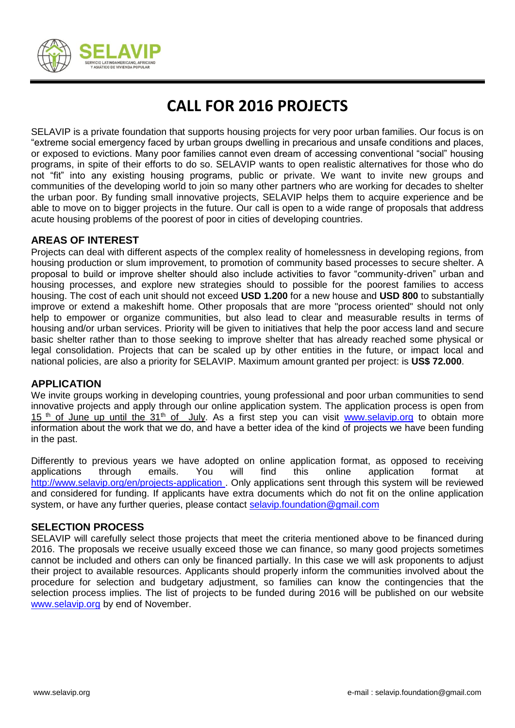SELAVIP

SERVICIO LATINOAMERICANO, AFRICANO Y ASIÁTICO DE VIVIENDA POPULAR

# CALL FOR 2016 PROJECTS

SELAVIP is a private foundation that supports housing projects for very poor urban families. Our focus is on "extreme social emergency faced by urban groups dwelling in precarious and unsafe conditions and places, or exposed to evictions. Many poor families cannot even dream of accessing conventional "social" housing programs, in spite of their efforts to do so. SELAVIP wants to open realistic alternatives for those who do not "fit" into any existing housing programs, public or private. We want to invite new groups and communities of the developing world to join so many other partners who are working for decades to shelter the urban poor. By funding small innovative projects, SELAVIP helps them to acquire experience and be able to move on to bigger projects in the future. Our call is open to a wide range of proposals that address acute housing problems of the poorest of poor in cities of developing countries.

## AREAS OF INTEREST

Projects can deal with different aspects of the complex reality of homelessness in developing regions, from housing production or slum improvement, to promotion of community based processes to secure shelter. A proposal to build or improve shelter should also include activities to favor "community-driven" urban and housing processes, and explore new strategies should to possible for the poorest families to access housing. The cost of each unit should not exceed **USD 1.200** for a new house and **USD 800** to substantially improve or extend a makeshift home. Other proposals that are more "process oriented" should not only help to empower or organize communities, but also lead to clear and measurable results in terms of housing and/or urban services. Priority will be given to initiatives that help the poor access land and secure basic shelter rather than to those seeking to improve shelter that has already reached some physical or legal consolidation. Projects that can be scaled up by other entities in the future, or impact local and national policies, are also a priority for SELAVIP. Maximum amount granted per project: is **US$ 72.000**.

## APPLICATION

We invite groups working in developing countries, young professional and poor urban communities to send innovative projects and apply through our online application system. The application process is open from 15 th of June up until the 31th of July. As a first step you can visit www.selavip.org to obtain more information about the work that we do, and have a better idea of the kind of projects we have been funding in the past.

Differently to previous years we have adopted on online application format, as opposed to receiving applications through emails. You will find this online application format at http://www.selavip.org/en/projects-application . Only applications sent through this system will be reviewed and considered for funding. If applicants have extra documents which do not fit on the online application system, or have any further queries, please contact selavip.foundation@gmail.com

## SELECTION PROCESS

SELAVIP will carefully select those projects that meet the criteria mentioned above to be financed during 2016. The proposals we receive usually exceed those we can finance, so many good projects sometimes cannot be included and others can only be financed partially. In this case we will ask proponents to adjust their project to available resources. Applicants should properly inform the communities involved about the procedure for selection and budgetary adjustment, so families can know the contingencies that the selection process implies. The list of projects to be funded during 2016 will be published on our website www.selavip.org by end of November.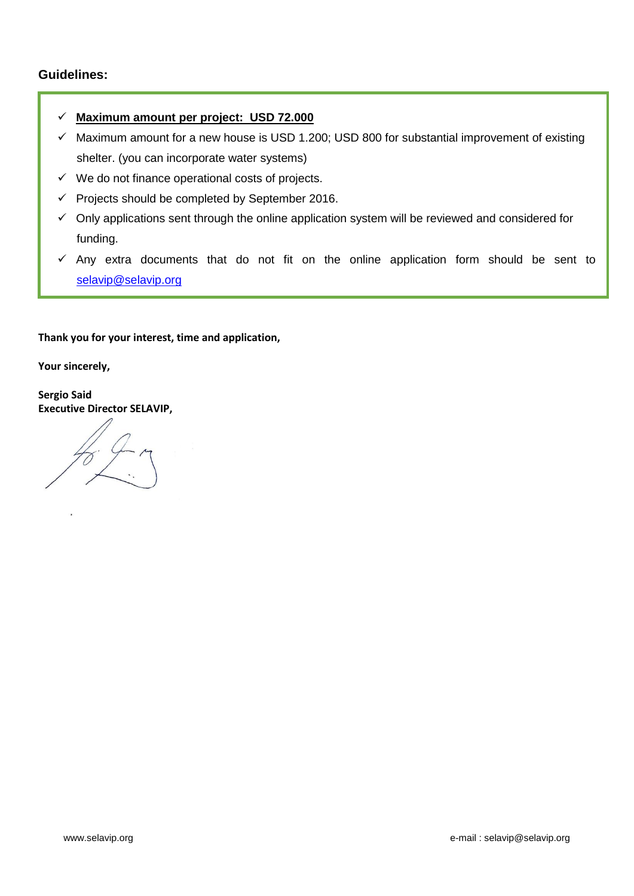**Guidelines:**

- **Maximum amount per project: USD 72.000**
- Maximum amount for a new house is USD 1.200; USD 800 for substantial improvement of existing shelter. (you can incorporate water systems)
- We do not finance operational costs of projects.
- Projects should be completed by September 2016.
- Only applications sent through the online application system will be reviewed and considered for funding.
- Any extra documents that do not fit on the online application form should be sent to selavip@selavip.org

**Thank you for your interest, time and application,**

**Your sincerely,**

**Sergio Said**
**Executive Director SELAVIP,**